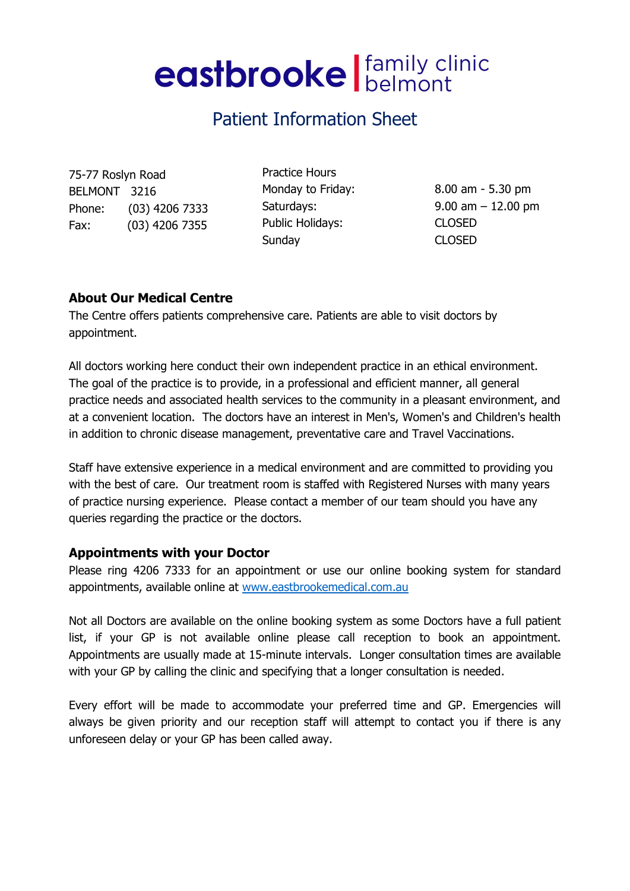# eastbrooke | family clinic belmont

## Patient Information Sheet

75-77 Roslyn Road
BELMONT 3216
Phone: (03) 4206 7333
Fax: (03) 4206 7355

| Practice Hours | |
|---|---|
| Monday to Friday: | 8.00 am - 5.30 pm |
| Saturdays: | 9.00 am – 12.00 pm |
| Public Holidays: | CLOSED |
| Sunday | CLOSED |

### About Our Medical Centre

The Centre offers patients comprehensive care. Patients are able to visit doctors by appointment.

All doctors working here conduct their own independent practice in an ethical environment. The goal of the practice is to provide, in a professional and efficient manner, all general practice needs and associated health services to the community in a pleasant environment, and at a convenient location. The doctors have an interest in Men's, Women's and Children's health in addition to chronic disease management, preventative care and Travel Vaccinations.

Staff have extensive experience in a medical environment and are committed to providing you with the best of care. Our treatment room is staffed with Registered Nurses with many years of practice nursing experience. Please contact a member of our team should you have any queries regarding the practice or the doctors.

### Appointments with your Doctor

Please ring 4206 7333 for an appointment or use our online booking system for standard appointments, available online at [www.eastbrookemedical.com.au](http://www.eastbrookemedical.com.au)

Not all Doctors are available on the online booking system as some Doctors have a full patient list, if your GP is not available online please call reception to book an appointment. Appointments are usually made at 15-minute intervals. Longer consultation times are available with your GP by calling the clinic and specifying that a longer consultation is needed.

Every effort will be made to accommodate your preferred time and GP. Emergencies will always be given priority and our reception staff will attempt to contact you if there is any unforeseen delay or your GP has been called away.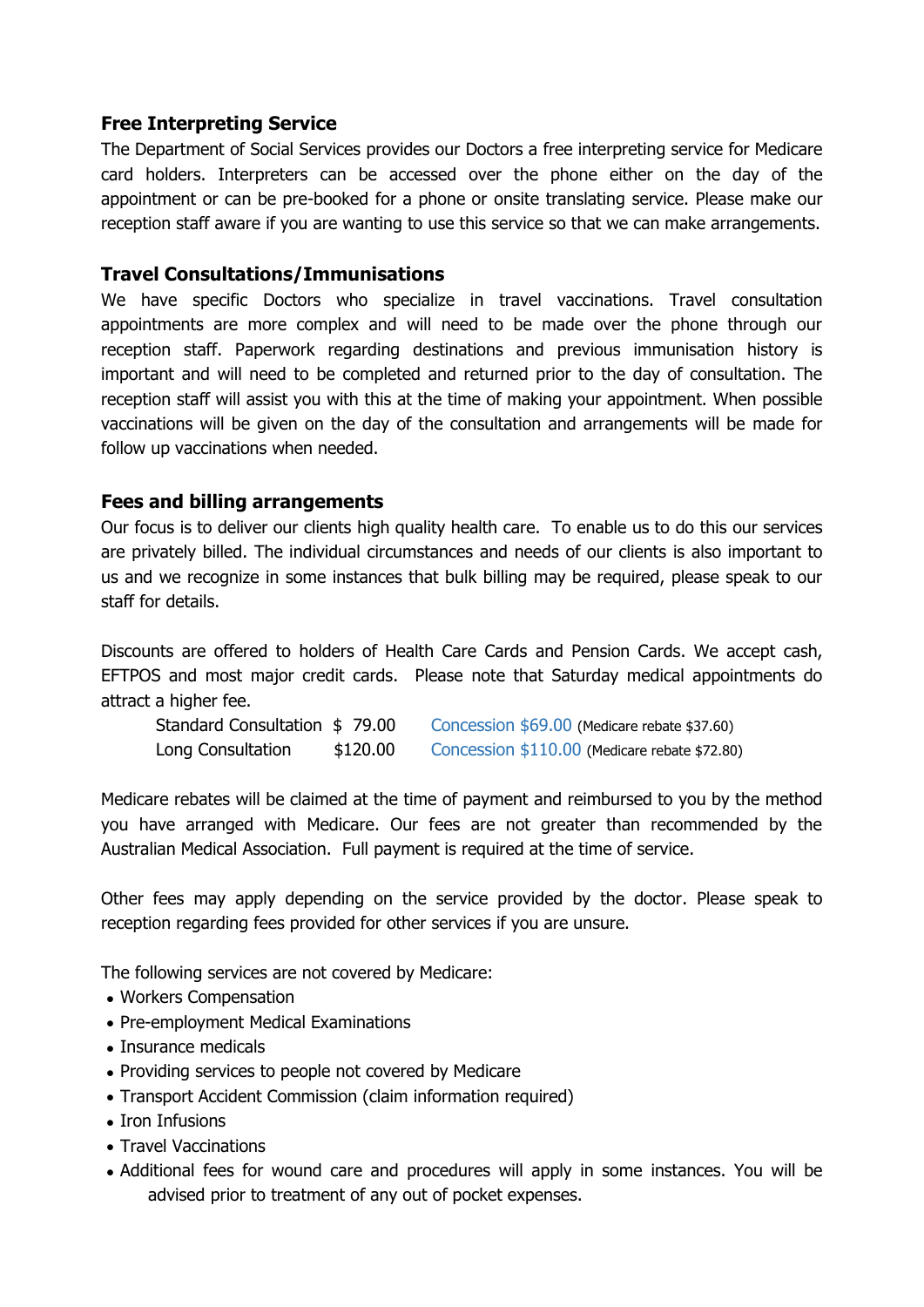### Free Interpreting Service

The Department of Social Services provides our Doctors a free interpreting service for Medicare card holders. Interpreters can be accessed over the phone either on the day of the appointment or can be pre-booked for a phone or onsite translating service. Please make our reception staff aware if you are wanting to use this service so that we can make arrangements.

### Travel Consultations/Immunisations

We have specific Doctors who specialize in travel vaccinations. Travel consultation appointments are more complex and will need to be made over the phone through our reception staff. Paperwork regarding destinations and previous immunisation history is important and will need to be completed and returned prior to the day of consultation. The reception staff will assist you with this at the time of making your appointment. When possible vaccinations will be given on the day of the consultation and arrangements will be made for follow up vaccinations when needed.

### Fees and billing arrangements

Our focus is to deliver our clients high quality health care. To enable us to do this our services are privately billed. The individual circumstances and needs of our clients is also important to us and we recognize in some instances that bulk billing may be required, please speak to our staff for details.

Discounts are offered to holders of Health Care Cards and Pension Cards. We accept cash, EFTPOS and most major credit cards. Please note that Saturday medical appointments do attract a higher fee.

| | | |
|---|---|---|
| Standard Consultation | $ 79.00 | Concession $69.00 (Medicare rebate $37.60) |
| Long Consultation | $120.00 | Concession $110.00 (Medicare rebate $72.80) |

Medicare rebates will be claimed at the time of payment and reimbursed to you by the method you have arranged with Medicare. Our fees are not greater than recommended by the Australian Medical Association. Full payment is required at the time of service.

Other fees may apply depending on the service provided by the doctor. Please speak to reception regarding fees provided for other services if you are unsure.

The following services are not covered by Medicare:

- Workers Compensation
- Pre-employment Medical Examinations
- Insurance medicals
- Providing services to people not covered by Medicare
- Transport Accident Commission (claim information required)
- Iron Infusions
- Travel Vaccinations
- Additional fees for wound care and procedures will apply in some instances. You will be advised prior to treatment of any out of pocket expenses.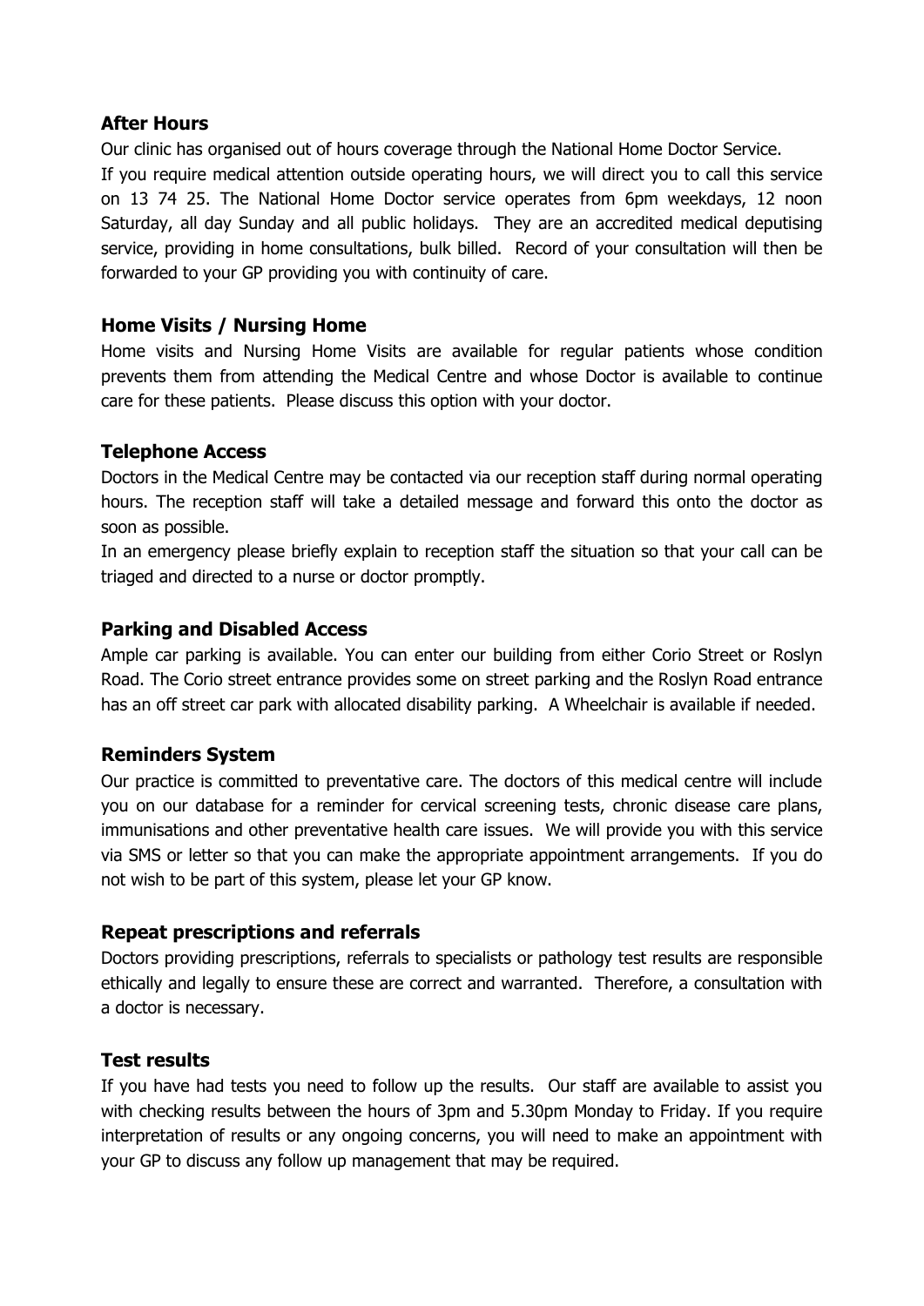## After Hours

Our clinic has organised out of hours coverage through the National Home Doctor Service.

If you require medical attention outside operating hours, we will direct you to call this service on 13 74 25. The National Home Doctor service operates from 6pm weekdays, 12 noon Saturday, all day Sunday and all public holidays. They are an accredited medical deputising service, providing in home consultations, bulk billed. Record of your consultation will then be forwarded to your GP providing you with continuity of care.

## Home Visits / Nursing Home

Home visits and Nursing Home Visits are available for regular patients whose condition prevents them from attending the Medical Centre and whose Doctor is available to continue care for these patients. Please discuss this option with your doctor.

## Telephone Access

Doctors in the Medical Centre may be contacted via our reception staff during normal operating hours. The reception staff will take a detailed message and forward this onto the doctor as soon as possible.

In an emergency please briefly explain to reception staff the situation so that your call can be triaged and directed to a nurse or doctor promptly.

## Parking and Disabled Access

Ample car parking is available. You can enter our building from either Corio Street or Roslyn Road. The Corio street entrance provides some on street parking and the Roslyn Road entrance has an off street car park with allocated disability parking. A Wheelchair is available if needed.

## Reminders System

Our practice is committed to preventative care. The doctors of this medical centre will include you on our database for a reminder for cervical screening tests, chronic disease care plans, immunisations and other preventative health care issues. We will provide you with this service via SMS or letter so that you can make the appropriate appointment arrangements. If you do not wish to be part of this system, please let your GP know.

## Repeat prescriptions and referrals

Doctors providing prescriptions, referrals to specialists or pathology test results are responsible ethically and legally to ensure these are correct and warranted. Therefore, a consultation with a doctor is necessary.

## Test results

If you have had tests you need to follow up the results. Our staff are available to assist you with checking results between the hours of 3pm and 5.30pm Monday to Friday. If you require interpretation of results or any ongoing concerns, you will need to make an appointment with your GP to discuss any follow up management that may be required.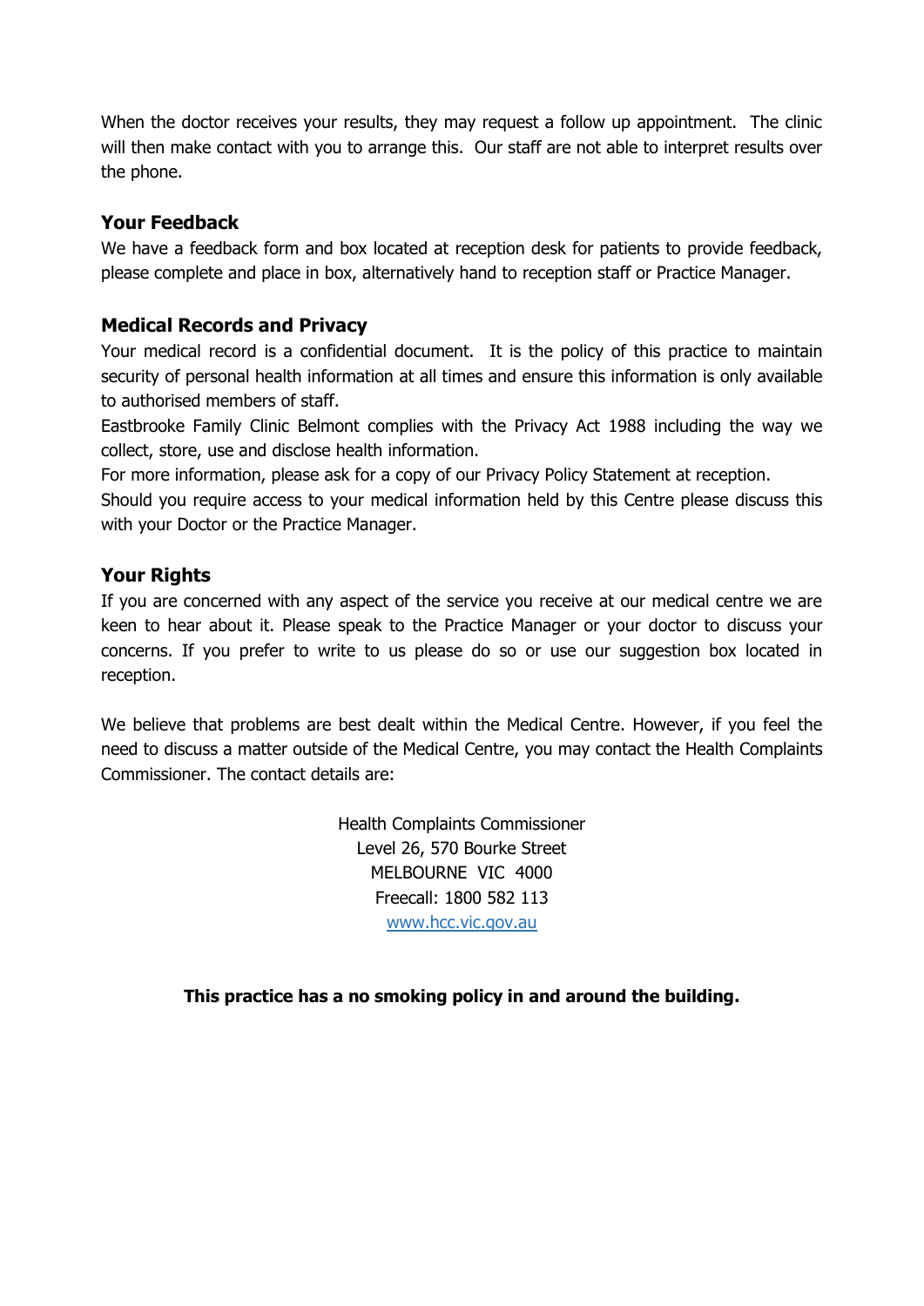When the doctor receives your results, they may request a follow up appointment. The clinic will then make contact with you to arrange this. Our staff are not able to interpret results over the phone.

### Your Feedback

We have a feedback form and box located at reception desk for patients to provide feedback, please complete and place in box, alternatively hand to reception staff or Practice Manager.

### Medical Records and Privacy

Your medical record is a confidential document. It is the policy of this practice to maintain security of personal health information at all times and ensure this information is only available to authorised members of staff.

Eastbrooke Family Clinic Belmont complies with the Privacy Act 1988 including the way we collect, store, use and disclose health information.

For more information, please ask for a copy of our Privacy Policy Statement at reception.

Should you require access to your medical information held by this Centre please discuss this with your Doctor or the Practice Manager.

### Your Rights

If you are concerned with any aspect of the service you receive at our medical centre we are keen to hear about it. Please speak to the Practice Manager or your doctor to discuss your concerns. If you prefer to write to us please do so or use our suggestion box located in reception.

We believe that problems are best dealt within the Medical Centre. However, if you feel the need to discuss a matter outside of the Medical Centre, you may contact the Health Complaints Commissioner. The contact details are:

Health Complaints Commissioner
Level 26, 570 Bourke Street
MELBOURNE VIC 4000
Freecall: 1800 582 113
www.hcc.vic.gov.au

**This practice has a no smoking policy in and around the building.**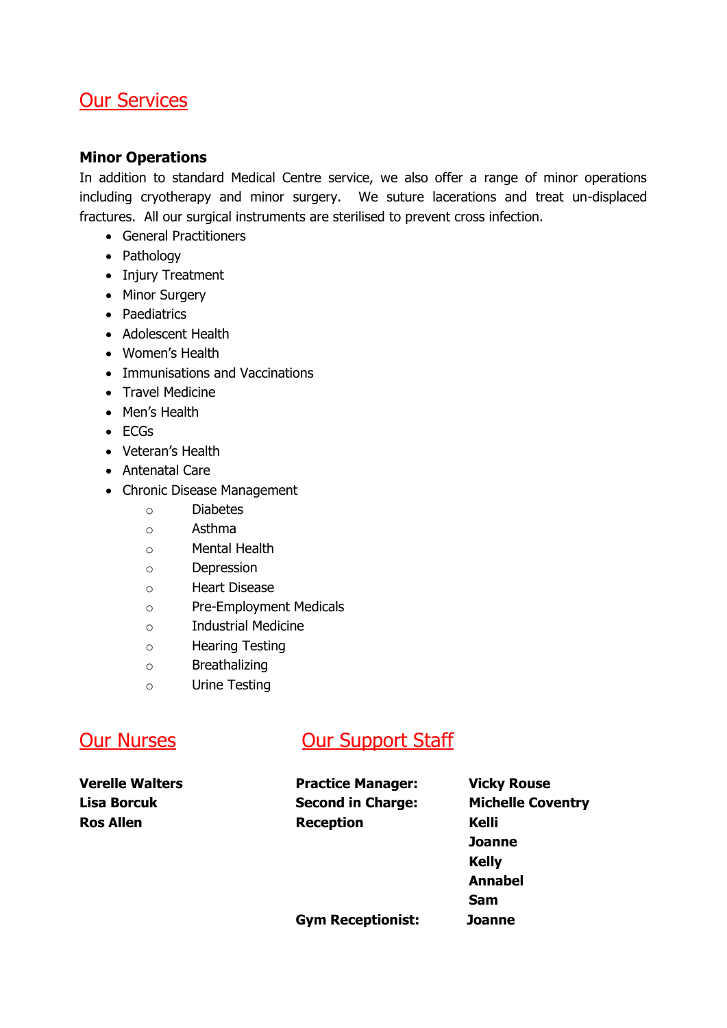## Our Services

### Minor Operations

In addition to standard Medical Centre service, we also offer a range of minor operations including cryotherapy and minor surgery. We suture lacerations and treat un-displaced fractures. All our surgical instruments are sterilised to prevent cross infection.

- General Practitioners
- Pathology
- Injury Treatment
- Minor Surgery
- Paediatrics
- Adolescent Health
- Women's Health
- Immunisations and Vaccinations
- Travel Medicine
- Men's Health
- ECGs
- Veteran's Health
- Antenatal Care
- Chronic Disease Management
  - Diabetes
  - Asthma
  - Mental Health
  - Depression
  - Heart Disease
  - Pre-Employment Medicals
  - Industrial Medicine
  - Hearing Testing
  - Breathalizing
  - Urine Testing

## Our Nurses

**Verelle Walters**
**Lisa Borcuk**
**Ros Allen**

## Our Support Staff

| | |
|---|---|
| **Practice Manager:** | **Vicky Rouse** |
| **Second in Charge:** | **Michelle Coventry** |
| **Reception** | **Kelli** |
| | **Joanne** |
| | **Kelly** |
| | **Annabel** |
| | **Sam** |
| **Gym Receptionist:** | **Joanne** |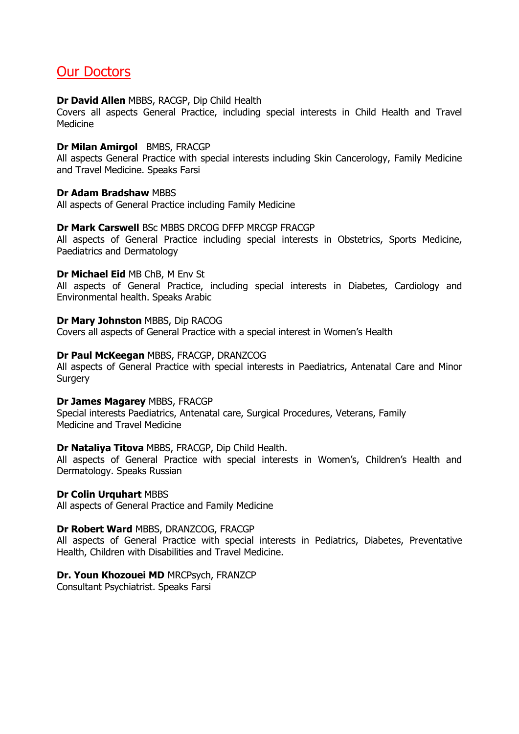# Our Doctors

**Dr David Allen** MBBS, RACGP, Dip Child Health
Covers all aspects General Practice, including special interests in Child Health and Travel Medicine

**Dr Milan Amirgol** BMBS, FRACGP
All aspects General Practice with special interests including Skin Cancerology, Family Medicine and Travel Medicine. Speaks Farsi

**Dr Adam Bradshaw** MBBS
All aspects of General Practice including Family Medicine

**Dr Mark Carswell** BSc MBBS DRCOG DFFP MRCGP FRACGP
All aspects of General Practice including special interests in Obstetrics, Sports Medicine, Paediatrics and Dermatology

**Dr Michael Eid** MB ChB, M Env St
All aspects of General Practice, including special interests in Diabetes, Cardiology and Environmental health. Speaks Arabic

**Dr Mary Johnston** MBBS, Dip RACOG
Covers all aspects of General Practice with a special interest in Women's Health

**Dr Paul McKeegan** MBBS, FRACGP, DRANZCOG
All aspects of General Practice with special interests in Paediatrics, Antenatal Care and Minor Surgery

**Dr James Magarey** MBBS, FRACGP
Special interests Paediatrics, Antenatal care, Surgical Procedures, Veterans, Family Medicine and Travel Medicine

**Dr Nataliya Titova** MBBS, FRACGP, Dip Child Health.
All aspects of General Practice with special interests in Women's, Children's Health and Dermatology. Speaks Russian

**Dr Colin Urquhart** MBBS
All aspects of General Practice and Family Medicine

**Dr Robert Ward** MBBS, DRANZCOG, FRACGP
All aspects of General Practice with special interests in Pediatrics, Diabetes, Preventative Health, Children with Disabilities and Travel Medicine.

**Dr. Youn Khozouei MD** MRCPsych, FRANZCP
Consultant Psychiatrist. Speaks Farsi